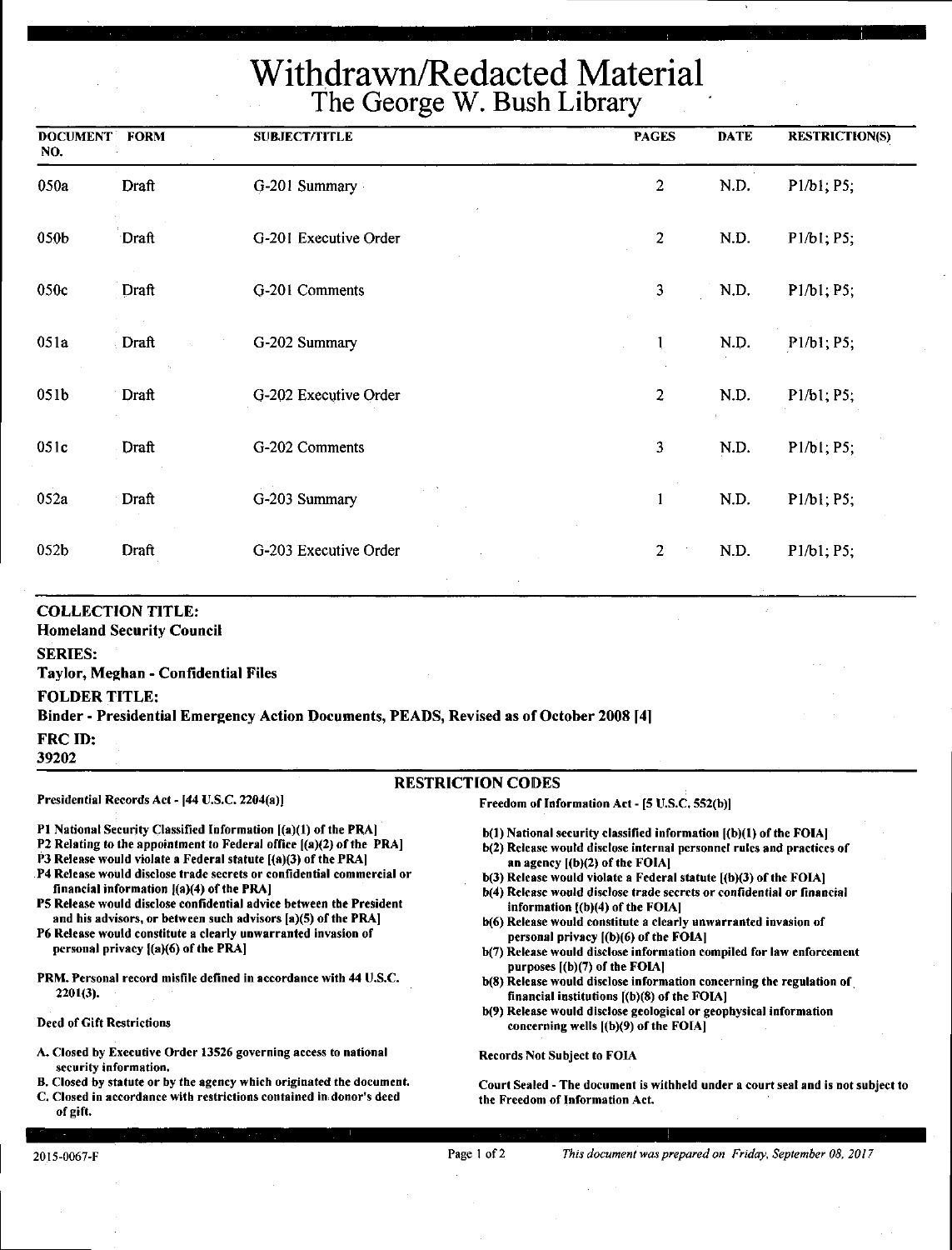# Withdrawn/Redacted Material

## The George W. Bush Library

| DOCUMENT NO. | FORM | SUBJECT/TITLE | PAGES | DATE | RESTRICTION(S) |
|---|---|---|---|---|---|
| 050a | Draft | G-201 Summary | 2 | N.D. | P1/b1; P5; |
| 050b | Draft | G-201 Executive Order | 2 | N.D. | P1/b1; P5; |
| 050c | Draft | G-201 Comments | 3 | N.D. | P1/b1; P5; |
| 051a | Draft | G-202 Summary | 1 | N.D. | P1/b1; P5; |
| 051b | Draft | G-202 Executive Order | 2 | N.D. | P1/b1; P5; |
| 051c | Draft | G-202 Comments | 3 | N.D. | P1/b1; P5; |
| 052a | Draft | G-203 Summary | 1 | N.D. | P1/b1; P5; |
| 052b | Draft | G-203 Executive Order | 2 | N.D. | P1/b1; P5; |

**COLLECTION TITLE:**
**Homeland Security Council**

**SERIES:**
**Taylor, Meghan - Confidential Files**

**FOLDER TITLE:**
**Binder - Presidential Emergency Action Documents, PEADS, Revised as of October 2008 [4]**

**FRC ID:**
**39202**

### RESTRICTION CODES

**Presidential Records Act - [44 U.S.C. 2204(a)]**

- P1 National Security Classified Information [(a)(1) of the PRA]
- P2 Relating to the appointment to Federal office [(a)(2) of the PRA]
- P3 Release would violate a Federal statute [(a)(3) of the PRA]
- P4 Release would disclose trade secrets or confidential commercial or financial information [(a)(4) of the PRA]
- P5 Release would disclose confidential advice between the President and his advisors, or between such advisors [a)(5) of the PRA]
- P6 Release would constitute a clearly unwarranted invasion of personal privacy [(a)(6) of the PRA]

PRM. Personal record misfile defined in accordance with 44 U.S.C. 2201(3).

**Deed of Gift Restrictions**

- A. Closed by Executive Order 13526 governing access to national security information.
- B. Closed by statute or by the agency which originated the document.
- C. Closed in accordance with restrictions contained in donor's deed of gift.

**Freedom of Information Act - [5 U.S.C. 552(b)]**

- b(1) National security classified information [(b)(1) of the FOIA]
- b(2) Release would disclose internal personnel rules and practices of an agency [(b)(2) of the FOIA]
- b(3) Release would violate a Federal statute [(b)(3) of the FOIA]
- b(4) Release would disclose trade secrets or confidential or financial information [(b)(4) of the FOIA]
- b(6) Release would constitute a clearly unwarranted invasion of personal privacy [(b)(6) of the FOIA]
- b(7) Release would disclose information compiled for law enforcement purposes [(b)(7) of the FOIA]
- b(8) Release would disclose information concerning the regulation of financial institutions [(b)(8) of the FOIA]
- b(9) Release would disclose geological or geophysical information concerning wells [(b)(9) of the FOIA]

**Records Not Subject to FOIA**

Court Sealed - The document is withheld under a court seal and is not subject to the Freedom of Information Act.

2015-0067-F

*This document was prepared on Friday, September 08, 2017*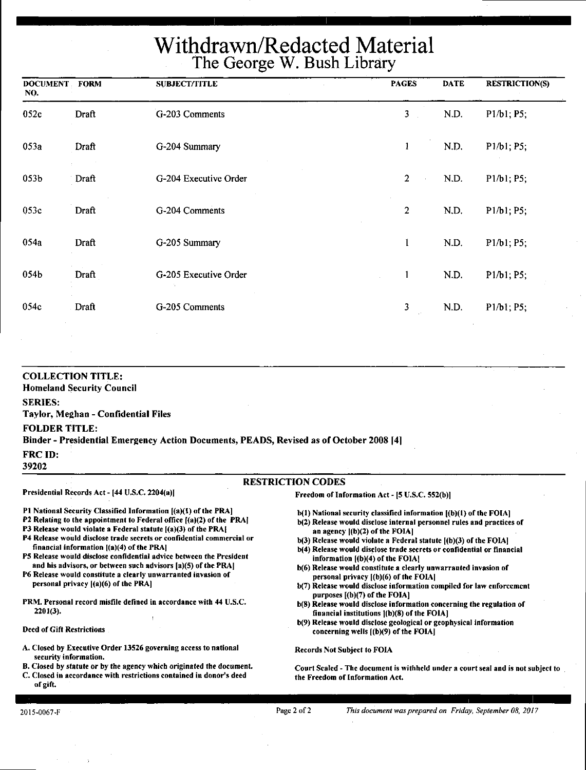# Withdrawn/Redacted Material
## The George W. Bush Library

| DOCUMENT NO. | FORM | SUBJECT/TITLE | PAGES | DATE | RESTRICTION(S) |
|---|---|---|---|---|---|
| 052c | Draft | G-203 Comments | 3 | N.D. | P1/b1; P5; |
| 053a | Draft | G-204 Summary | 1 | N.D. | P1/b1; P5; |
| 053b | Draft | G-204 Executive Order | 2 | N.D. | P1/b1; P5; |
| 053c | Draft | G-204 Comments | 2 | N.D. | P1/b1; P5; |
| 054a | Draft | G-205 Summary | 1 | N.D. | P1/b1; P5; |
| 054b | Draft | G-205 Executive Order | 1 | N.D. | P1/b1; P5; |
| 054c | Draft | G-205 Comments | 3 | N.D. | P1/b1; P5; |

**COLLECTION TITLE:**
**Homeland Security Council**

**SERIES:**
**Taylor, Meghan - Confidential Files**

**FOLDER TITLE:**
**Binder - Presidential Emergency Action Documents, PEADS, Revised as of October 2008 [4]**

**FRC ID:**
**39202**

### RESTRICTION CODES

**Presidential Records Act - [44 U.S.C. 2204(a)]**

**P1** National Security Classified Information [(a)(1) of the PRA]
**P2** Relating to the appointment to Federal office [(a)(2) of the PRA]
**P3** Release would violate a Federal statute [(a)(3) of the PRA]
**P4** Release would disclose trade secrets or confidential commercial or financial information [(a)(4) of the PRA]
**P5** Release would disclose confidential advice between the President and his advisors, or between such advisors [a)(5) of the PRA]
**P6** Release would constitute a clearly unwarranted invasion of personal privacy [(a)(6) of the PRA]

**PRM.** Personal record misfile defined in accordance with 44 U.S.C. 2201(3).

**Deed of Gift Restrictions**

A. Closed by Executive Order 13526 governing access to national security information.
B. Closed by statute or by the agency which originated the document.
C. Closed in accordance with restrictions contained in donor's deed of gift.

**Freedom of Information Act - [5 U.S.C. 552(b)]**

b(1) National security classified information [(b)(1) of the FOIA]
b(2) Release would disclose internal personnel rules and practices of an agency [(b)(2) of the FOIA]
b(3) Release would violate a Federal statute [(b)(3) of the FOIA]
b(4) Release would disclose trade secrets or confidential or financial information [(b)(4) of the FOIA]
b(6) Release would constitute a clearly unwarranted invasion of personal privacy [(b)(6) of the FOIA]
b(7) Release would disclose information compiled for law enforcement purposes [(b)(7) of the FOIA]
b(8) Release would disclose information concerning the regulation of financial institutions [(b)(8) of the FOIA]
b(9) Release would disclose geological or geophysical information concerning wells [(b)(9) of the FOIA]

**Records Not Subject to FOIA**

Court Sealed - The document is withheld under a court seal and is not subject to the Freedom of Information Act.

2015-0067-F

*This document was prepared on Friday, September 08, 2017*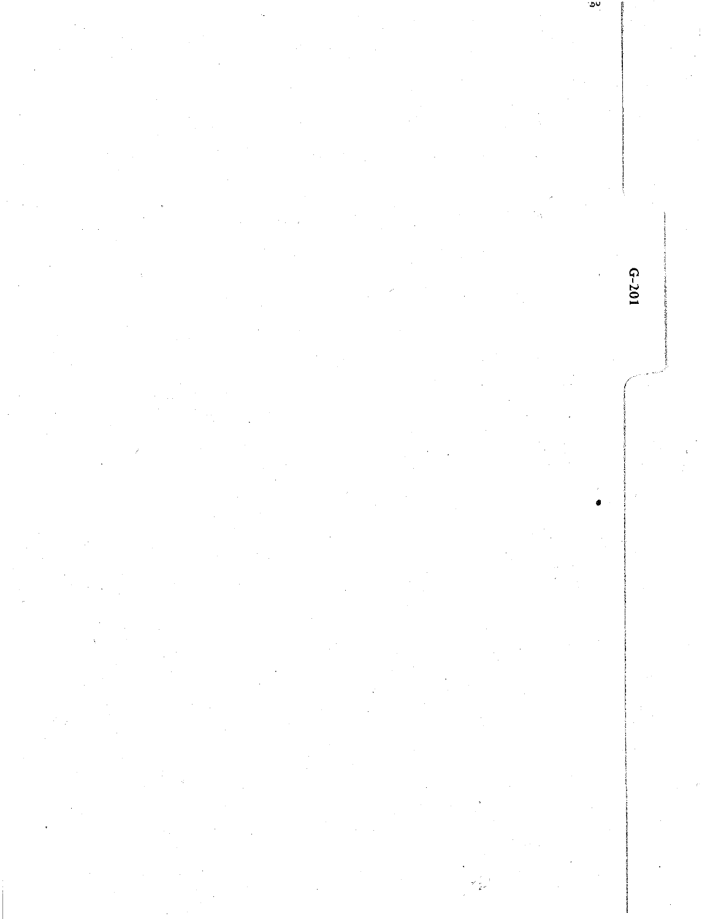G-201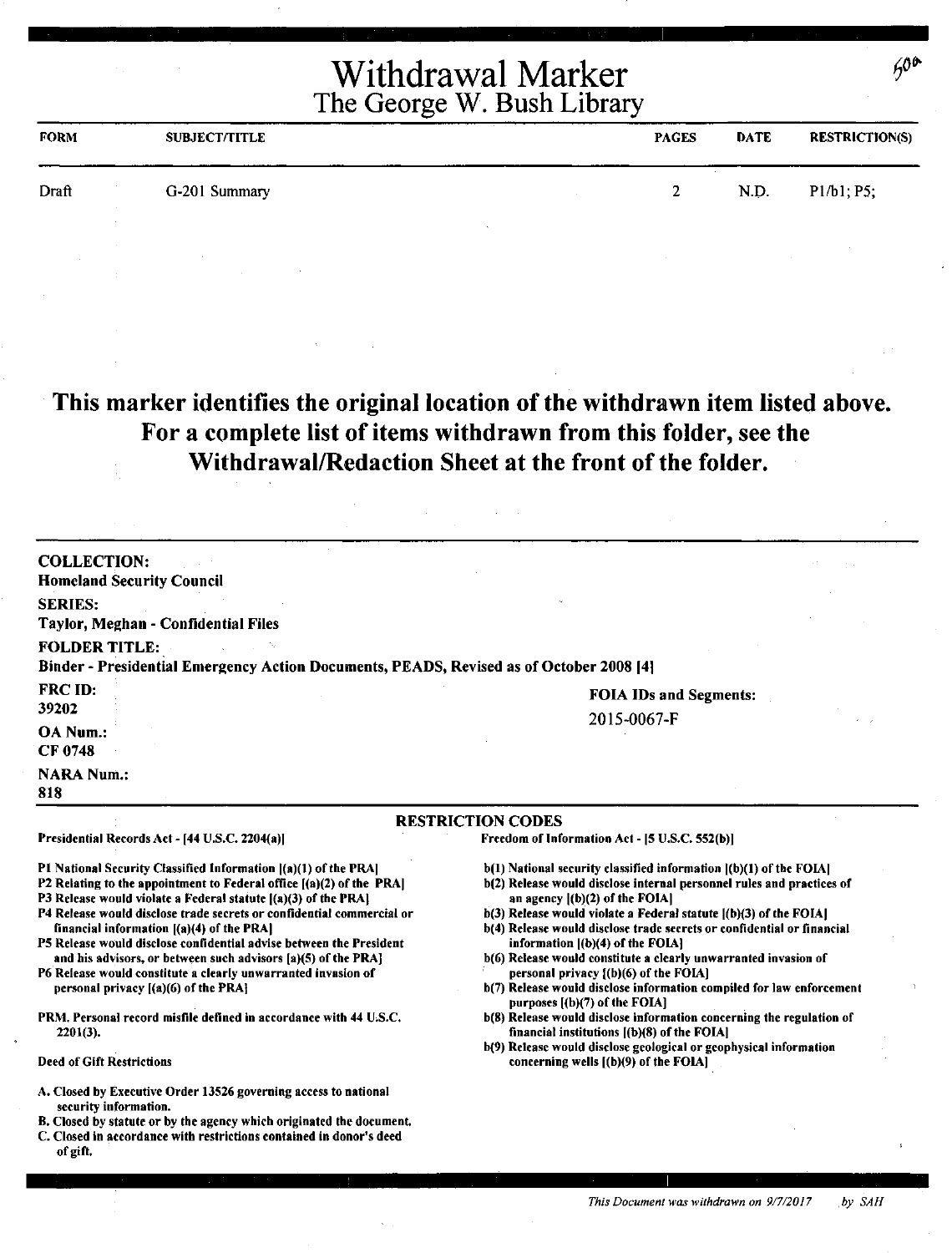# Withdrawal Marker
## The George W. Bush Library

60a

| FORM | SUBJECT/TITLE | PAGES | DATE | RESTRICTION(S) |
|---|---|---|---|---|
| Draft | G-201 Summary | 2 | N.D. | P1/b1; P5; |

**This marker identifies the original location of the withdrawn item listed above. For a complete list of items withdrawn from this folder, see the Withdrawal/Redaction Sheet at the front of the folder.**

**COLLECTION:**
**Homeland Security Council**

**SERIES:**
**Taylor, Meghan - Confidential Files**

**FOLDER TITLE:**
**Binder - Presidential Emergency Action Documents, PEADS, Revised as of October 2008 [4]**

**FRC ID:**
**39202**

**OA Num.:**
**CF 0748**

**NARA Num.:**
**818**

**FOIA IDs and Segments:**
2015-0067-F

**RESTRICTION CODES**

**Presidential Records Act - [44 U.S.C. 2204(a)]**

- P1 National Security Classified Information [(a)(1) of the PRA]
- P2 Relating to the appointment to Federal office [(a)(2) of the PRA]
- P3 Release would violate a Federal statute [(a)(3) of the PRA]
- P4 Release would disclose trade secrets or confidential commercial or financial information [(a)(4) of the PRA]
- P5 Release would disclose confidential advise between the President and his advisors, or between such advisors [a)(5) of the PRA]
- P6 Release would constitute a clearly unwarranted invasion of personal privacy [(a)(6) of the PRA]

PRM. Personal record misfile defined in accordance with 44 U.S.C. 2201(3).

Deed of Gift Restrictions

- A. Closed by Executive Order 13526 governing access to national security information.
- B. Closed by statute or by the agency which originated the document.
- C. Closed in accordance with restrictions contained in donor's deed of gift.

**Freedom of Information Act - [5 U.S.C. 552(b)]**

- b(1) National security classified information [(b)(1) of the FOIA]
- b(2) Release would disclose internal personnel rules and practices of an agency [(b)(2) of the FOIA]
- b(3) Release would violate a Federal statute [(b)(3) of the FOIA]
- b(4) Release would disclose trade secrets or confidential or financial information [(b)(4) of the FOIA]
- b(6) Release would constitute a clearly unwarranted invasion of personal privacy [(b)(6) of the FOIA]
- b(7) Release would disclose information compiled for law enforcement purposes [(b)(7) of the FOIA]
- b(8) Release would disclose information concerning the regulation of financial institutions [(b)(8) of the FOIA]
- b(9) Release would disclose geological or geophysical information concerning wells [(b)(9) of the FOIA]

*This Document was withdrawn on 9/7/2017 by SAH*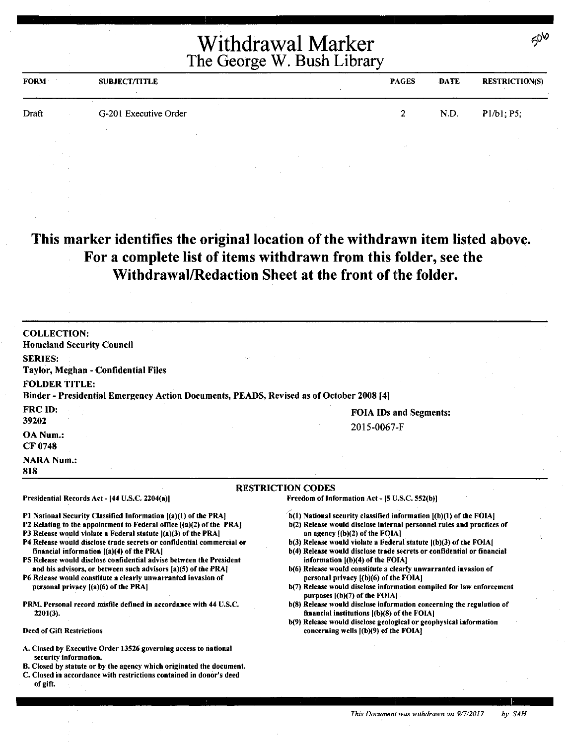# Withdrawal Marker
## The George W. Bush Library

| FORM | SUBJECT/TITLE | PAGES | DATE | RESTRICTION(S) |
|---|---|---|---|---|
| Draft | G-201 Executive Order | 2 | N.D. | P1/b1; P5; |

**This marker identifies the original location of the withdrawn item listed above. For a complete list of items withdrawn from this folder, see the Withdrawal/Redaction Sheet at the front of the folder.**

**COLLECTION:**
Homeland Security Council

**SERIES:**
Taylor, Meghan - Confidential Files

**FOLDER TITLE:**
Binder - Presidential Emergency Action Documents, PEADS, Revised as of October 2008 [4]

**FRC ID:**
39202

**OA Num.:**
CF 0748

**NARA Num.:**
818

**FOIA IDs and Segments:**
2015-0067-F

### RESTRICTION CODES

**Presidential Records Act - [44 U.S.C. 2204(a)]**

- P1 National Security Classified Information [(a)(1) of the PRA]
- P2 Relating to the appointment to Federal office [(a)(2) of the PRA]
- P3 Release would violate a Federal statute [(a)(3) of the PRA]
- P4 Release would disclose trade secrets or confidential commercial or financial information [(a)(4) of the PRA]
- P5 Release would disclose confidential advise between the President and his advisors, or between such advisors [a)(5) of the PRA]
- P6 Release would constitute a clearly unwarranted invasion of personal privacy [(a)(6) of the PRA]

PRM. Personal record misfile defined in accordance with 44 U.S.C. 2201(3).

Deed of Gift Restrictions

- A. Closed by Executive Order 13526 governing access to national security information.
- B. Closed by statute or by the agency which originated the document.
- C. Closed in accordance with restrictions contained in donor's deed of gift.

**Freedom of Information Act - [5 U.S.C. 552(b)]**

- b(1) National security classified information [(b)(1) of the FOIA]
- b(2) Release would disclose internal personnel rules and practices of an agency [(b)(2) of the FOIA]
- b(3) Release would violate a Federal statute [(b)(3) of the FOIA]
- b(4) Release would disclose trade secrets or confidential or financial information [(b)(4) of the FOIA]
- b(6) Release would constitute a clearly unwarranted invasion of personal privacy [(b)(6) of the FOIA]
- b(7) Release would disclose information compiled for law enforcement purposes [(b)(7) of the FOIA]
- b(8) Release would disclose information concerning the regulation of financial institutions [(b)(8) of the FOIA]
- b(9) Release would disclose geological or geophysical information concerning wells [(b)(9) of the FOIA]

*This Document was withdrawn on 9/7/2017 by SAH*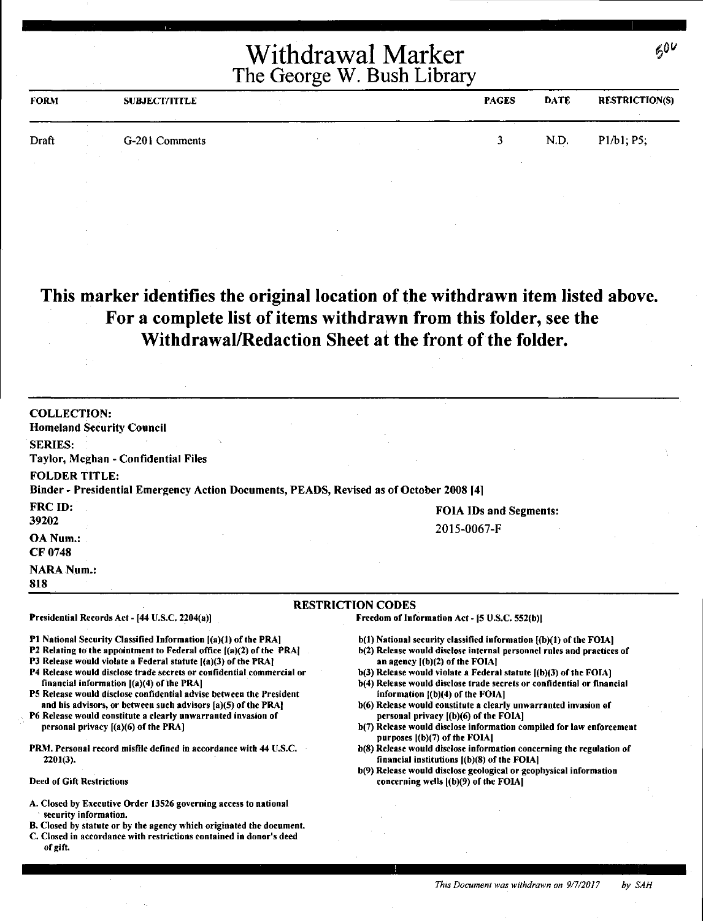# Withdrawal Marker
## The George W. Bush Library

60V

| FORM | SUBJECT/TITLE | PAGES | DATE | RESTRICTION(S) |
|---|---|---|---|---|
| Draft | G-201 Comments | 3 | N.D. | P1/b1; P5; |

**This marker identifies the original location of the withdrawn item listed above. For a complete list of items withdrawn from this folder, see the Withdrawal/Redaction Sheet at the front of the folder.**

**COLLECTION:**
**Homeland Security Council**

**SERIES:**
**Taylor, Meghan - Confidential Files**

**FOLDER TITLE:**
**Binder - Presidential Emergency Action Documents, PEADS, Revised as of October 2008 [4]**

**FRC ID:**
**39202**

**OA Num.:**
**CF 0748**

**NARA Num.:**
**818**

**FOIA IDs and Segments:**
2015-0067-F

### RESTRICTION CODES

**Presidential Records Act - [44 U.S.C. 2204(a)]**

- P1 National Security Classified Information [(a)(1) of the PRA]
- P2 Relating to the appointment to Federal office [(a)(2) of the PRA]
- P3 Release would violate a Federal statute [(a)(3) of the PRA]
- P4 Release would disclose trade secrets or confidential commercial or financial information [(a)(4) of the PRA]
- P5 Release would disclose confidential advise between the President and his advisors, or between such advisors [a)(5) of the PRA]
- P6 Release would constitute a clearly unwarranted invasion of personal privacy [(a)(6) of the PRA]

PRM. Personal record misfile defined in accordance with 44 U.S.C. 2201(3).

Deed of Gift Restrictions

- A. Closed by Executive Order 13526 governing access to national security information.
- B. Closed by statute or by the agency which originated the document.
- C. Closed in accordance with restrictions contained in donor's deed of gift.

**Freedom of Information Act - [5 U.S.C. 552(b)]**

- b(1) National security classified information [(b)(1) of the FOIA]
- b(2) Release would disclose internal personnel rules and practices of an agency [(b)(2) of the FOIA]
- b(3) Release would violate a Federal statute [(b)(3) of the FOIA]
- b(4) Release would disclose trade secrets or confidential or financial information [(b)(4) of the FOIA]
- b(6) Release would constitute a clearly unwarranted invasion of personal privacy [(b)(6) of the FOIA]
- b(7) Release would disclose information compiled for law enforcement purposes [(b)(7) of the FOIA]
- b(8) Release would disclose information concerning the regulation of financial institutions [(b)(8) of the FOIA]
- b(9) Release would disclose geological or geophysical information concerning wells [(b)(9) of the FOIA]

*This Document was withdrawn on 9/7/2017 by SAH*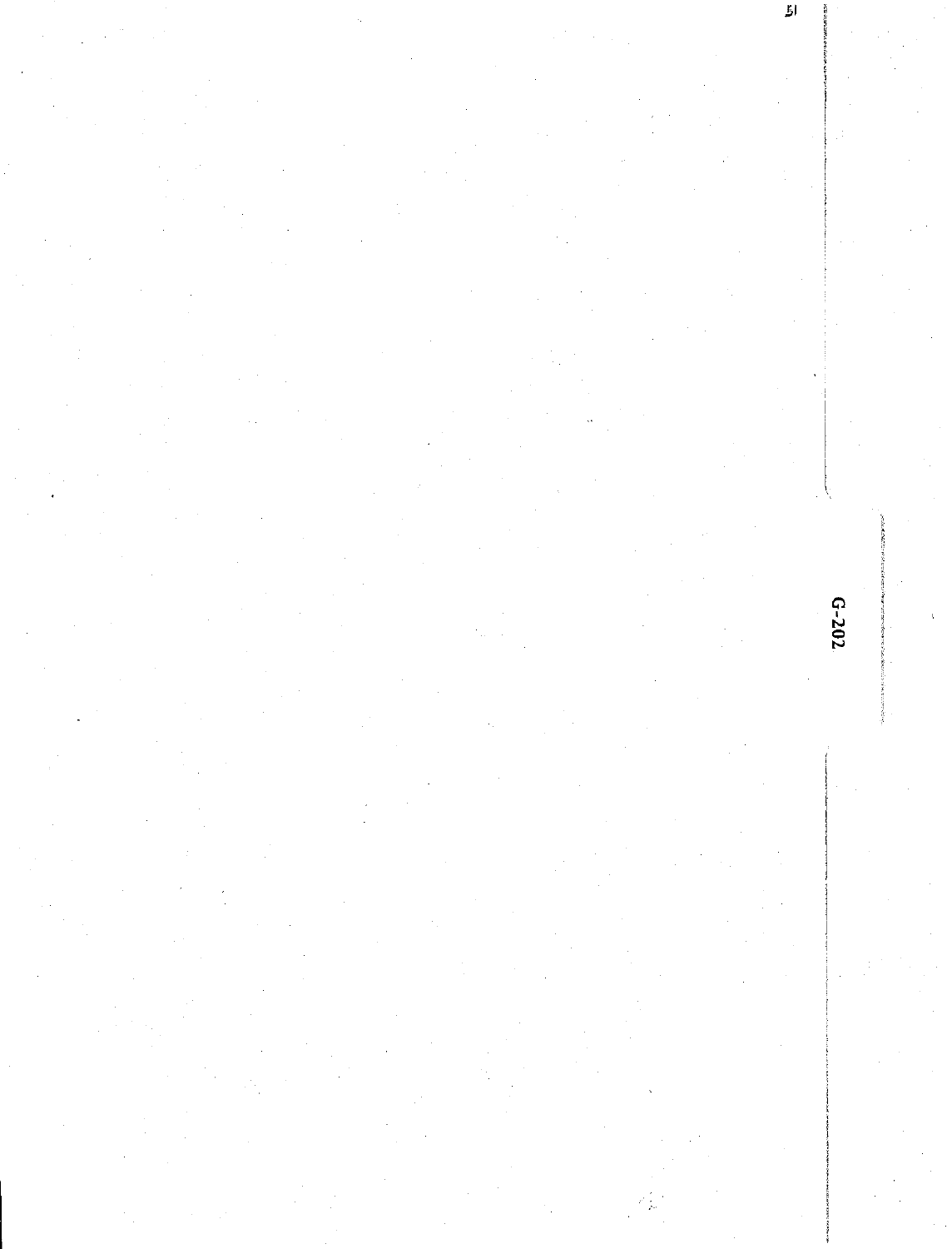G-202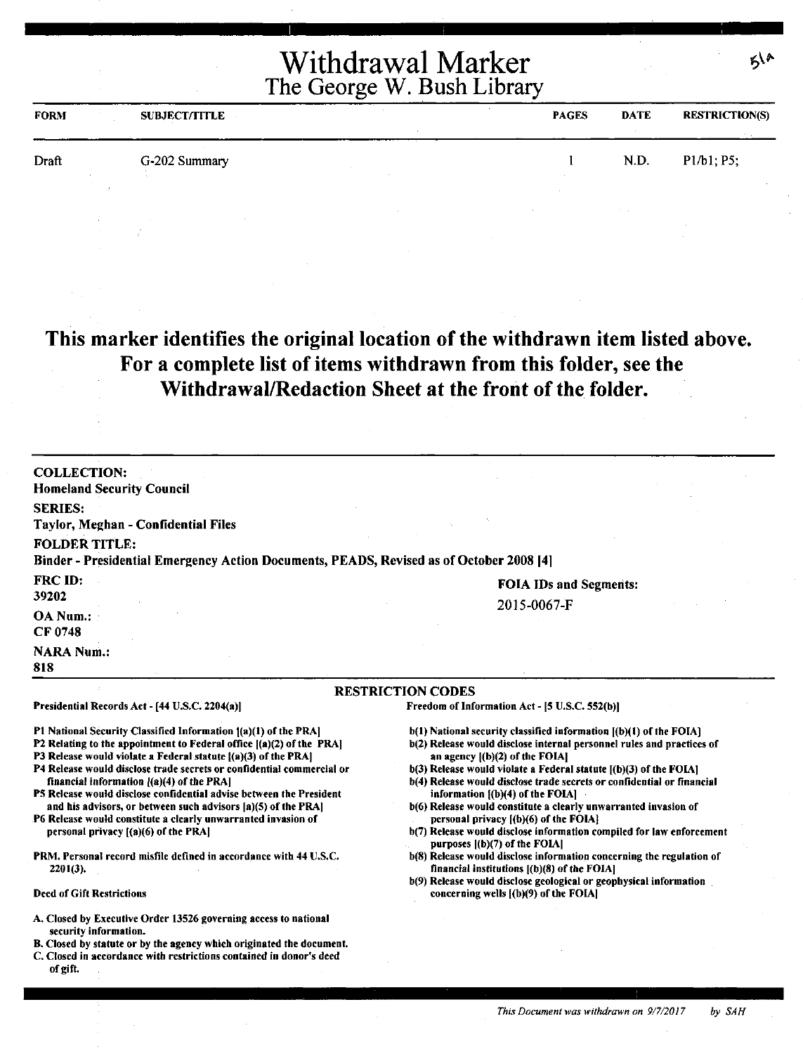# Withdrawal Marker

## The George W. Bush Library

51a

| FORM | SUBJECT/TITLE | PAGES | DATE | RESTRICTION(S) |
|---|---|---|---|---|
| Draft | G-202 Summary | 1 | N.D. | P1/b1; P5; |

**This marker identifies the original location of the withdrawn item listed above. For a complete list of items withdrawn from this folder, see the Withdrawal/Redaction Sheet at the front of the folder.**

**COLLECTION:**
**Homeland Security Council**

**SERIES:**
**Taylor, Meghan - Confidential Files**

**FOLDER TITLE:**
**Binder - Presidential Emergency Action Documents, PEADS, Revised as of October 2008 [4]**

**FRC ID:**
**39202**

**FOIA IDs and Segments:**
2015-0067-F

**OA Num.:**
**CF 0748**

**NARA Num.:**
**818**

### RESTRICTION CODES

**Presidential Records Act - [44 U.S.C. 2204(a)]**

- P1 National Security Classified Information [(a)(1) of the PRA]
- P2 Relating to the appointment to Federal office [(a)(2) of the PRA]
- P3 Release would violate a Federal statute [(a)(3) of the PRA]
- P4 Release would disclose trade secrets or confidential commercial or financial information [(a)(4) of the PRA]
- P5 Release would disclose confidential advise between the President and his advisors, or between such advisors [a)(5) of the PRA]
- P6 Release would constitute a clearly unwarranted invasion of personal privacy [(a)(6) of the PRA]

PRM. Personal record misfile defined in accordance with 44 U.S.C. 2201(3).

Deed of Gift Restrictions

- A. Closed by Executive Order 13526 governing access to national security information.
- B. Closed by statute or by the agency which originated the document.
- C. Closed in accordance with restrictions contained in donor's deed of gift.

**Freedom of Information Act - [5 U.S.C. 552(b)]**

- b(1) National security classified information [(b)(1) of the FOIA]
- b(2) Release would disclose internal personnel rules and practices of an agency [(b)(2) of the FOIA]
- b(3) Release would violate a Federal statute [(b)(3) of the FOIA]
- b(4) Release would disclose trade secrets or confidential or financial information [(b)(4) of the FOIA]
- b(6) Release would constitute a clearly unwarranted invasion of personal privacy [(b)(6) of the FOIA]
- b(7) Release would disclose information compiled for law enforcement purposes [(b)(7) of the FOIA]
- b(8) Release would disclose information concerning the regulation of financial institutions [(b)(8) of the FOIA]
- b(9) Release would disclose geological or geophysical information concerning wells [(b)(9) of the FOIA]

*This Document was withdrawn on 9/7/2017 by SAH*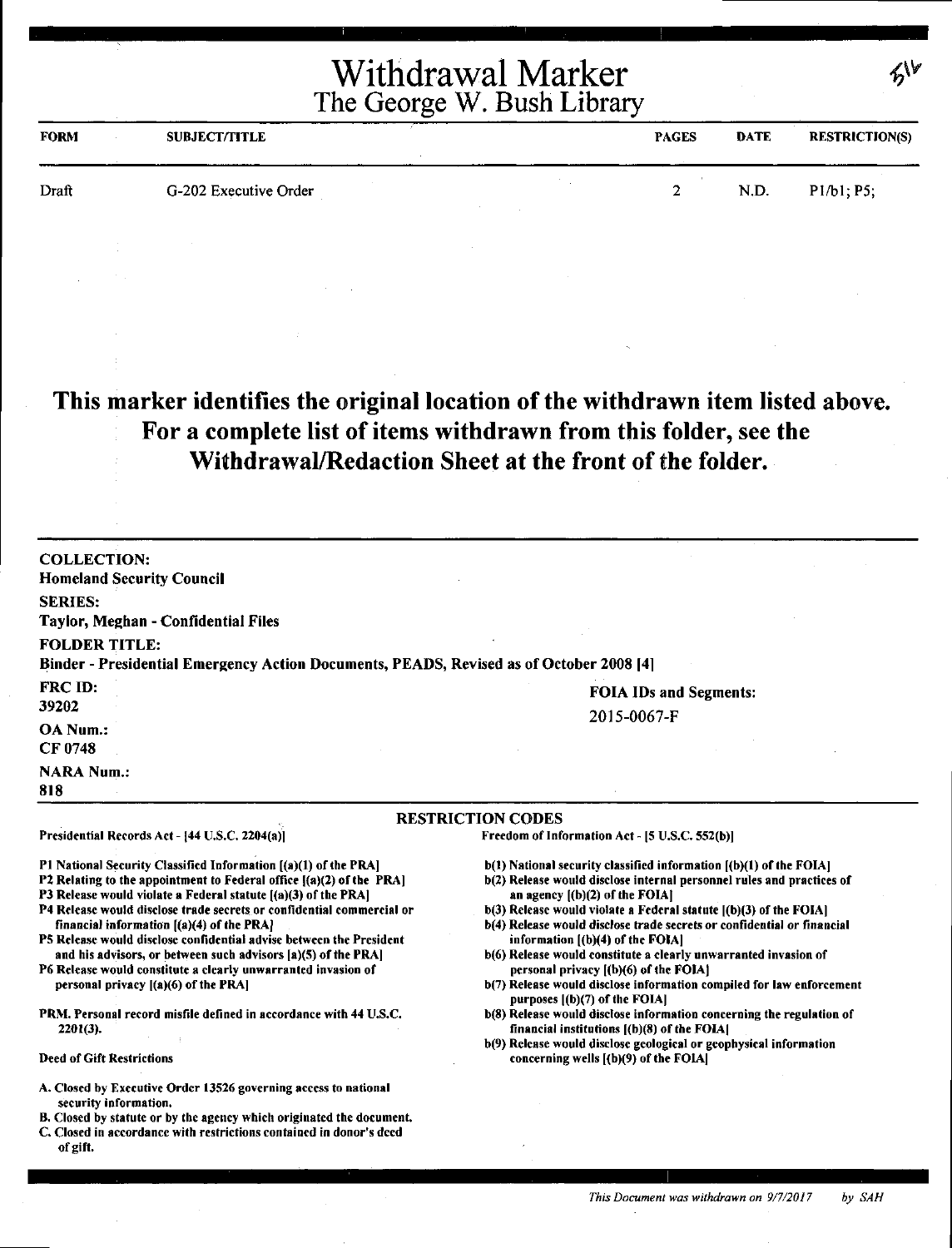# Withdrawal Marker
## The George W. Bush Library

| FORM | SUBJECT/TITLE | PAGES | DATE | RESTRICTION(S) |
|---|---|---|---|---|
| Draft | G-202 Executive Order | 2 | N.D. | P1/b1; P5; |

## This marker identifies the original location of the withdrawn item listed above. For a complete list of items withdrawn from this folder, see the Withdrawal/Redaction Sheet at the front of the folder.

**COLLECTION:**
**Homeland Security Council**

**SERIES:**
**Taylor, Meghan - Confidential Files**

**FOLDER TITLE:**
**Binder - Presidential Emergency Action Documents, PEADS, Revised as of October 2008 [4]**

**FRC ID:**
**39202**

**FOIA IDs and Segments:**
2015-0067-F

**OA Num.:**
**CF 0748**

**NARA Num.:**
**818**

### RESTRICTION CODES

**Presidential Records Act - [44 U.S.C. 2204(a)]**

- P1 National Security Classified Information [(a)(1) of the PRA]
- P2 Relating to the appointment to Federal office [(a)(2) of the PRA]
- P3 Release would violate a Federal statute [(a)(3) of the PRA]
- P4 Release would disclose trade secrets or confidential commercial or financial information [(a)(4) of the PRA]
- P5 Release would disclose confidential advise between the President and his advisors, or between such advisors [a)(5) of the PRA]
- P6 Release would constitute a clearly unwarranted invasion of personal privacy [(a)(6) of the PRA]

PRM. Personal record misfile defined in accordance with 44 U.S.C. 2201(3).

**Deed of Gift Restrictions**

- A. Closed by Executive Order 13526 governing access to national security information.
- B. Closed by statute or by the agency which originated the document.
- C. Closed in accordance with restrictions contained in donor's deed of gift.

**Freedom of Information Act - [5 U.S.C. 552(b)]**

- b(1) National security classified information [(b)(1) of the FOIA]
- b(2) Release would disclose internal personnel rules and practices of an agency [(b)(2) of the FOIA]
- b(3) Release would violate a Federal statute [(b)(3) of the FOIA]
- b(4) Release would disclose trade secrets or confidential or financial information [(b)(4) of the FOIA]
- b(6) Release would constitute a clearly unwarranted invasion of personal privacy [(b)(6) of the FOIA]
- b(7) Release would disclose information compiled for law enforcement purposes [(b)(7) of the FOIA]
- b(8) Release would disclose information concerning the regulation of financial institutions [(b)(8) of the FOIA]
- b(9) Release would disclose geological or geophysical information concerning wells [(b)(9) of the FOIA]

*This Document was withdrawn on 9/7/2017 by SAH*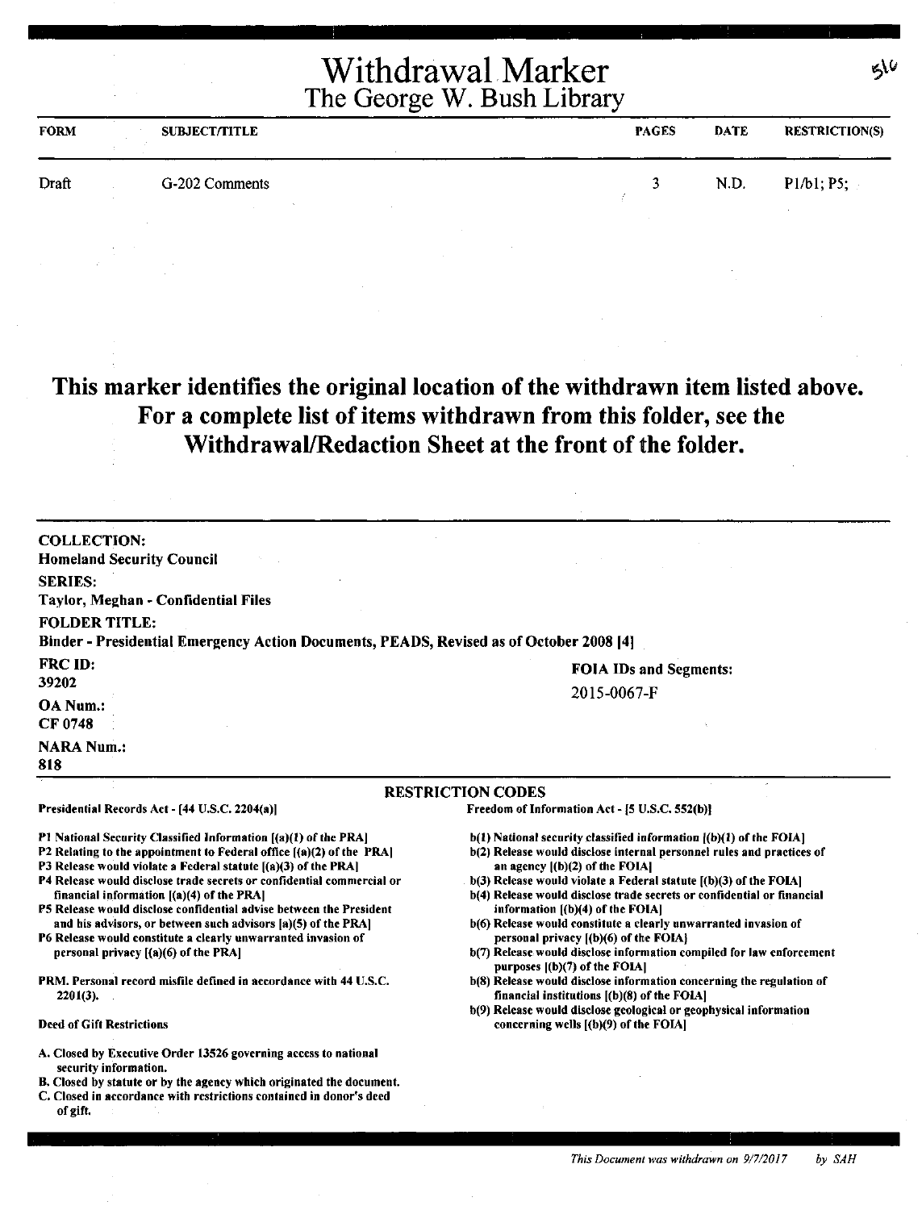# Withdrawal Marker
## The George W. Bush Library

516

| FORM | SUBJECT/TITLE | PAGES | DATE | RESTRICTION(S) |
| --- | --- | --- | --- | --- |
| Draft | G-202 Comments | 3 | N.D. | P1/b1; P5; |

**This marker identifies the original location of the withdrawn item listed above. For a complete list of items withdrawn from this folder, see the Withdrawal/Redaction Sheet at the front of the folder.**

**COLLECTION:**
**Homeland Security Council**

**SERIES:**
**Taylor, Meghan - Confidential Files**

**FOLDER TITLE:**
**Binder - Presidential Emergency Action Documents, PEADS, Revised as of October 2008 [4]**

**FRC ID:**
**39202**

**OA Num.:**
**CF 0748**

**NARA Num.:**
**818**

**FOIA IDs and Segments:**
2015-0067-F

### RESTRICTION CODES

**Presidential Records Act - [44 U.S.C. 2204(a)]**

- P1 National Security Classified Information [(a)(1) of the PRA]
- P2 Relating to the appointment to Federal office [(a)(2) of the PRA]
- P3 Release would violate a Federal statute [(a)(3) of the PRA]
- P4 Release would disclose trade secrets or confidential commercial or financial information [(a)(4) of the PRA]
- P5 Release would disclose confidential advise between the President and his advisors, or between such advisors [a)(5) of the PRA]
- P6 Release would constitute a clearly unwarranted invasion of personal privacy [(a)(6) of the PRA]

PRM. Personal record misfile defined in accordance with 44 U.S.C. 2201(3).

**Deed of Gift Restrictions**

- A. Closed by Executive Order 13526 governing access to national security information.
- B. Closed by statute or by the agency which originated the document.
- C. Closed in accordance with restrictions contained in donor's deed of gift.

**Freedom of Information Act - [5 U.S.C. 552(b)]**

- b(1) National security classified information [(b)(1) of the FOIA]
- b(2) Release would disclose internal personnel rules and practices of an agency [(b)(2) of the FOIA]
- b(3) Release would violate a Federal statute [(b)(3) of the FOIA]
- b(4) Release would disclose trade secrets or confidential or financial information [(b)(4) of the FOIA]
- b(6) Release would constitute a clearly unwarranted invasion of personal privacy [(b)(6) of the FOIA]
- b(7) Release would disclose information compiled for law enforcement purposes [(b)(7) of the FOIA]
- b(8) Release would disclose information concerning the regulation of financial institutions [(b)(8) of the FOIA]
- b(9) Release would disclose geological or geophysical information concerning wells [(b)(9) of the FOIA]

*This Document was withdrawn on 9/7/2017 by SAH*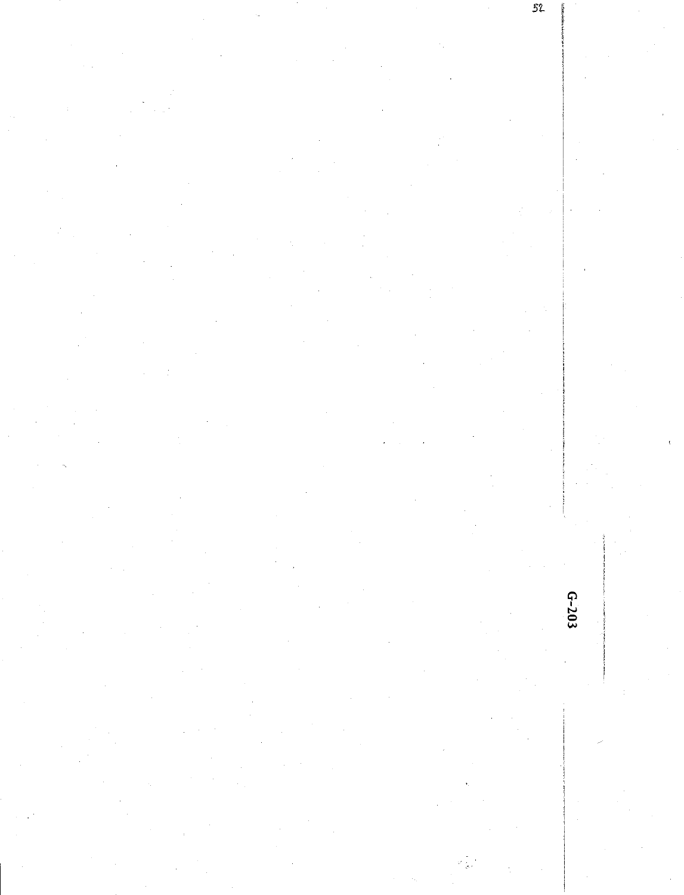G-203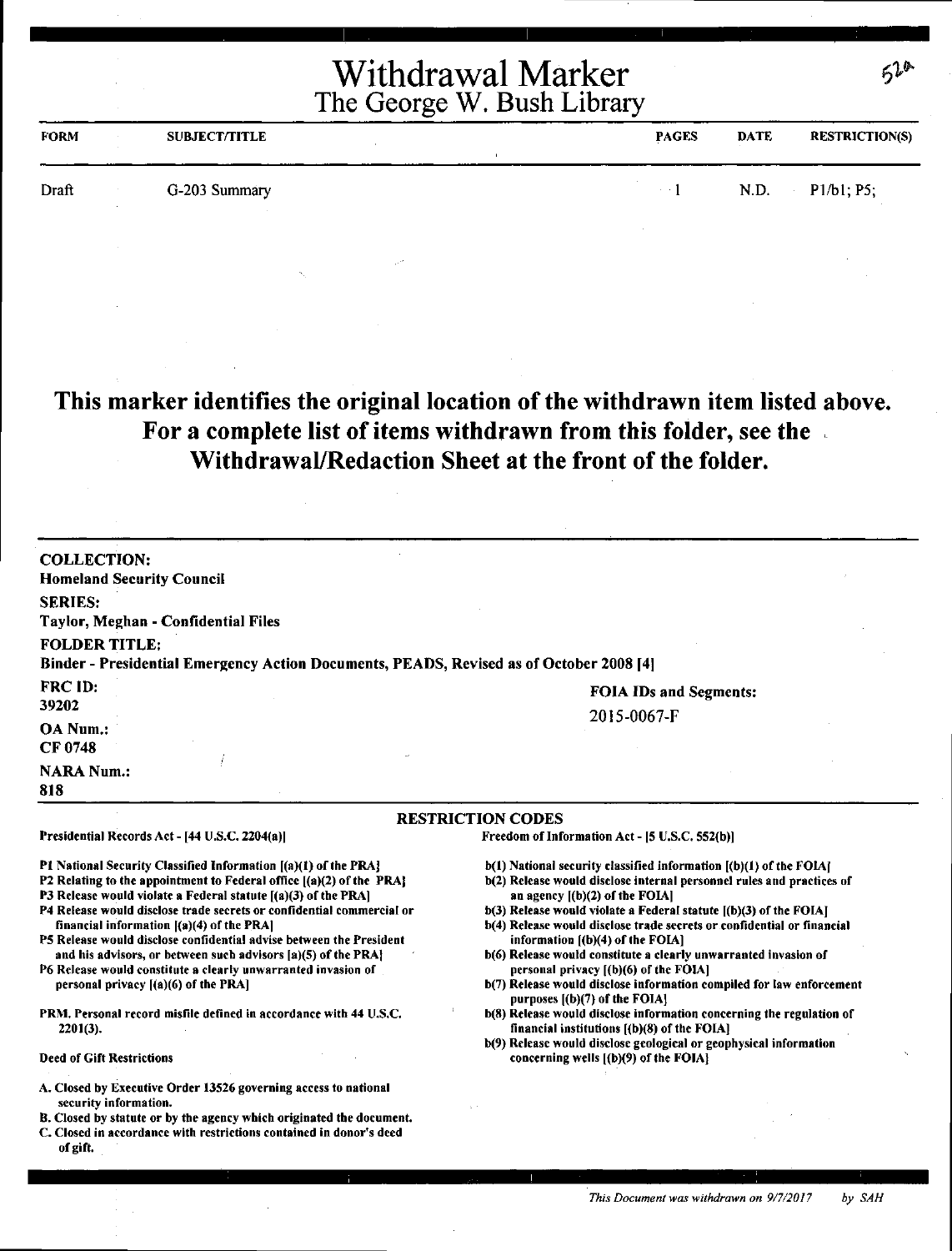# Withdrawal Marker
## The George W. Bush Library

52a

| FORM | SUBJECT/TITLE | PAGES | DATE | RESTRICTION(S) |
|---|---|---|---|---|
| Draft | G-203 Summary | 1 | N.D. | P1/b1; P5; |

**This marker identifies the original location of the withdrawn item listed above. For a complete list of items withdrawn from this folder, see the Withdrawal/Redaction Sheet at the front of the folder.**

**COLLECTION:**
Homeland Security Council

**SERIES:**
Taylor, Meghan - Confidential Files

**FOLDER TITLE:**
Binder - Presidential Emergency Action Documents, PEADS, Revised as of October 2008 [4]

**FRC ID:**
39202

**FOIA IDs and Segments:**
2015-0067-F

**OA Num.:**
CF 0748

**NARA Num.:**
818

### RESTRICTION CODES

**Presidential Records Act - [44 U.S.C. 2204(a)]**

- P1 National Security Classified Information [(a)(1) of the PRA]
- P2 Relating to the appointment to Federal office [(a)(2) of the PRA]
- P3 Release would violate a Federal statute [(a)(3) of the PRA]
- P4 Release would disclose trade secrets or confidential commercial or financial information [(a)(4) of the PRA]
- P5 Release would disclose confidential advise between the President and his advisors, or between such advisors [a)(5) of the PRA]
- P6 Release would constitute a clearly unwarranted invasion of personal privacy [(a)(6) of the PRA]

PRM. Personal record misfile defined in accordance with 44 U.S.C. 2201(3).

**Deed of Gift Restrictions**

- A. Closed by Executive Order 13526 governing access to national security information.
- B. Closed by statute or by the agency which originated the document.
- C. Closed in accordance with restrictions contained in donor's deed of gift.

**Freedom of Information Act - [5 U.S.C. 552(b)]**

- b(1) National security classified information [(b)(1) of the FOIA]
- b(2) Release would disclose internal personnel rules and practices of an agency [(b)(2) of the FOIA]
- b(3) Release would violate a Federal statute [(b)(3) of the FOIA]
- b(4) Release would disclose trade secrets or confidential or financial information [(b)(4) of the FOIA]
- b(6) Release would constitute a clearly unwarranted invasion of personal privacy [(b)(6) of the FOIA]
- b(7) Release would disclose information compiled for law enforcement purposes [(b)(7) of the FOIA]
- b(8) Release would disclose information concerning the regulation of financial institutions [(b)(8) of the FOIA]
- b(9) Release would disclose geological or geophysical information concerning wells [(b)(9) of the FOIA]

*This Document was withdrawn on 9/7/2017 by SAH*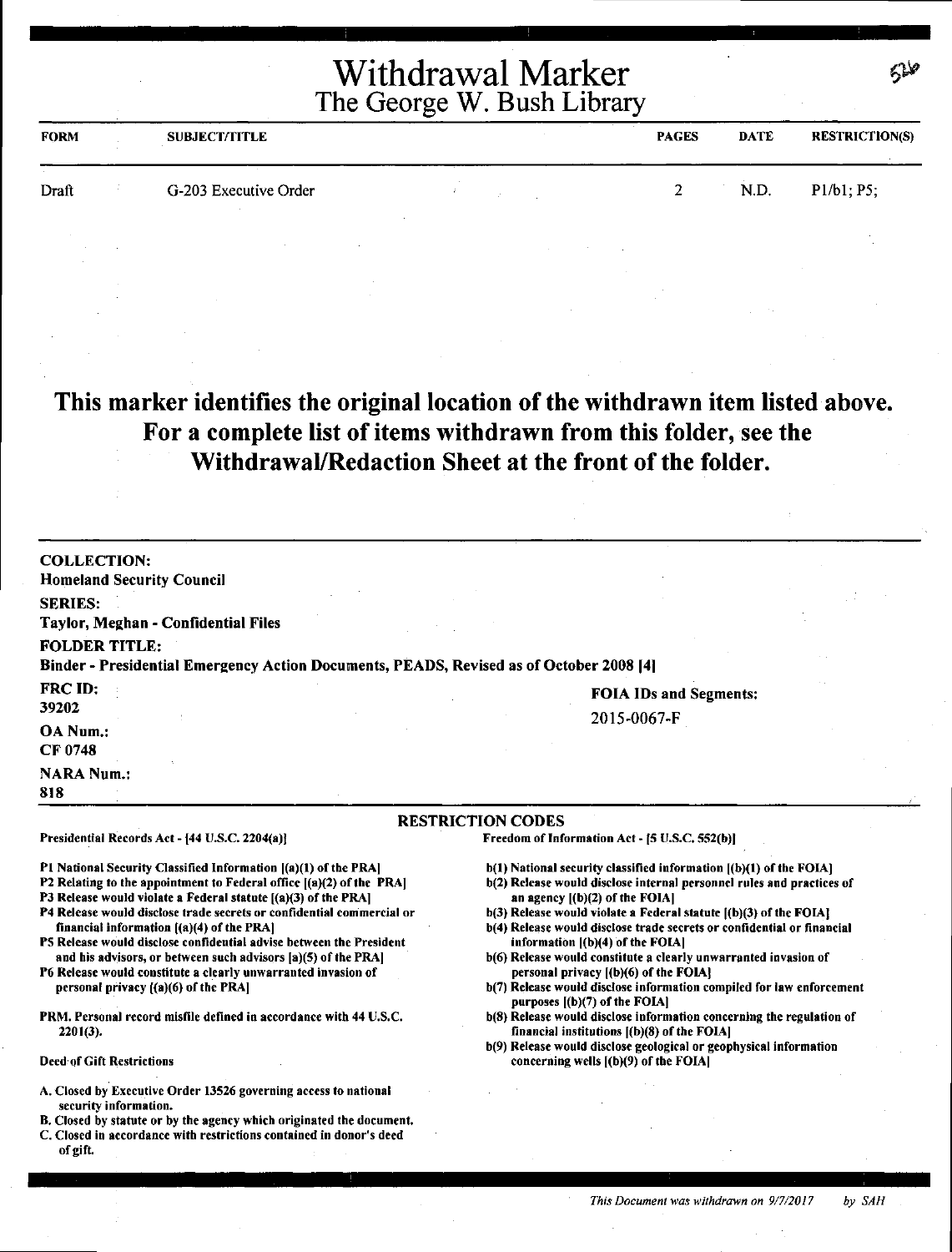# Withdrawal Marker
## The George W. Bush Library

526

| FORM | SUBJECT/TITLE | PAGES | DATE | RESTRICTION(S) |
|---|---|---|---|---|
| Draft | G-203 Executive Order | 2 | N.D. | P1/b1; P5; |

## This marker identifies the original location of the withdrawn item listed above. For a complete list of items withdrawn from this folder, see the Withdrawal/Redaction Sheet at the front of the folder.

**COLLECTION:**
Homeland Security Council

**SERIES:**
Taylor, Meghan - Confidential Files

**FOLDER TITLE:**
Binder - Presidential Emergency Action Documents, PEADS, Revised as of October 2008 [4]

**FRC ID:**
39202

**OA Num.:**
CF 0748

**NARA Num.:**
818

**FOIA IDs and Segments:**
2015-0067-F

### RESTRICTION CODES

**Presidential Records Act - [44 U.S.C. 2204(a)]**

P1 National Security Classified Information [(a)(1) of the PRA]
P2 Relating to the appointment to Federal office [(a)(2) of the PRA]
P3 Release would violate a Federal statute [(a)(3) of the PRA]
P4 Release would disclose trade secrets or confidential commercial or financial information [(a)(4) of the PRA]
P5 Release would disclose confidential advise between the President and his advisors, or between such advisors [a)(5) of the PRA]
P6 Release would constitute a clearly unwarranted invasion of personal privacy [(a)(6) of the PRA]

PRM. Personal record misfile defined in accordance with 44 U.S.C. 2201(3).

Deed of Gift Restrictions

A. Closed by Executive Order 13526 governing access to national security information.
B. Closed by statute or by the agency which originated the document.
C. Closed in accordance with restrictions contained in donor's deed of gift.

**Freedom of Information Act - [5 U.S.C. 552(b)]**

b(1) National security classified information [(b)(1) of the FOIA]
b(2) Release would disclose internal personnel rules and practices of an agency [(b)(2) of the FOIA]
b(3) Release would violate a Federal statute [(b)(3) of the FOIA]
b(4) Release would disclose trade secrets or confidential or financial information [(b)(4) of the FOIA]
b(6) Release would constitute a clearly unwarranted invasion of personal privacy [(b)(6) of the FOIA]
b(7) Release would disclose information compiled for law enforcement purposes [(b)(7) of the FOIA]
b(8) Release would disclose information concerning the regulation of financial institutions [(b)(8) of the FOIA]
b(9) Release would disclose geological or geophysical information concerning wells [(b)(9) of the FOIA]

*This Document was withdrawn on 9/7/2017 by SAH*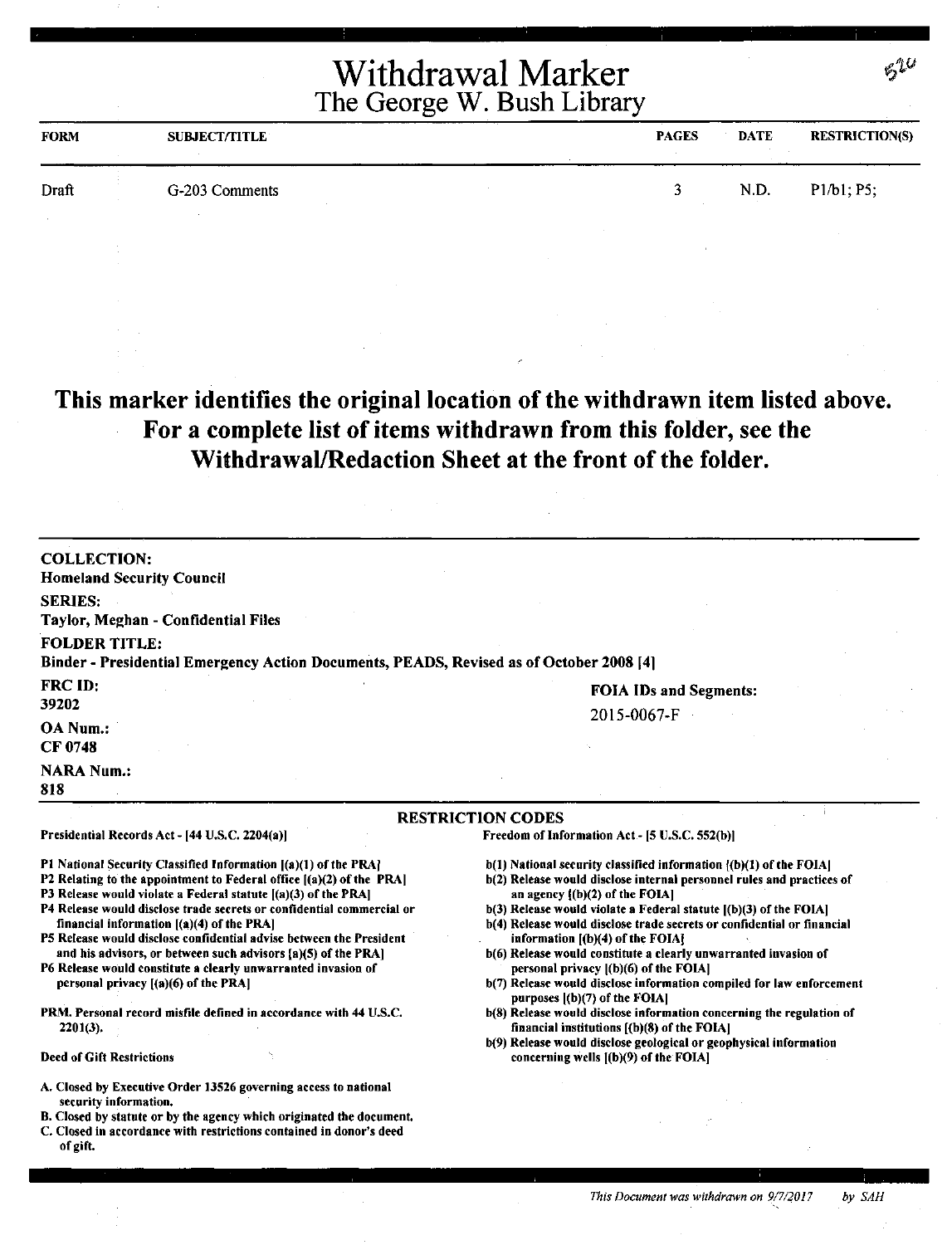# Withdrawal Marker
## The George W. Bush Library

| FORM | SUBJECT/TITLE | PAGES | DATE | RESTRICTION(S) |
|---|---|---|---|---|
| Draft | G-203 Comments | 3 | N.D. | P1/b1; P5; |

**This marker identifies the original location of the withdrawn item listed above. For a complete list of items withdrawn from this folder, see the Withdrawal/Redaction Sheet at the front of the folder.**

**COLLECTION:**
Homeland Security Council

**SERIES:**
Taylor, Meghan - Confidential Files

**FOLDER TITLE:**
Binder - Presidential Emergency Action Documents, PEADS, Revised as of October 2008 [4]

**FRC ID:**
39202

**OA Num.:**
CF 0748

**NARA Num.:**
818

**FOIA IDs and Segments:**
2015-0067-F

**RESTRICTION CODES**

Presidential Records Act - [44 U.S.C. 2204(a)]

P1 National Security Classified Information [(a)(1) of the PRA]
P2 Relating to the appointment to Federal office [(a)(2) of the PRA]
P3 Release would violate a Federal statute [(a)(3) of the PRA]
P4 Release would disclose trade secrets or confidential commercial or financial information [(a)(4) of the PRA]
P5 Release would disclose confidential advise between the President and his advisors, or between such advisors [a)(5) of the PRA]
P6 Release would constitute a clearly unwarranted invasion of personal privacy [(a)(6) of the PRA]

PRM. Personal record misfile defined in accordance with 44 U.S.C. 2201(3).

Deed of Gift Restrictions

A. Closed by Executive Order 13526 governing access to national security information.
B. Closed by statute or by the agency which originated the document.
C. Closed in accordance with restrictions contained in donor's deed of gift.

Freedom of Information Act - [5 U.S.C. 552(b)]

b(1) National security classified information [(b)(1) of the FOIA]
b(2) Release would disclose internal personnel rules and practices of an agency [(b)(2) of the FOIA]
b(3) Release would violate a Federal statute [(b)(3) of the FOIA]
b(4) Release would disclose trade secrets or confidential or financial information [(b)(4) of the FOIA]
b(6) Release would constitute a clearly unwarranted invasion of personal privacy [(b)(6) of the FOIA]
b(7) Release would disclose information compiled for law enforcement purposes [(b)(7) of the FOIA]
b(8) Release would disclose information concerning the regulation of financial institutions [(b)(8) of the FOIA]
b(9) Release would disclose geological or geophysical information concerning wells [(b)(9) of the FOIA]

*This Document was withdrawn on 9/7/2017 by SAH*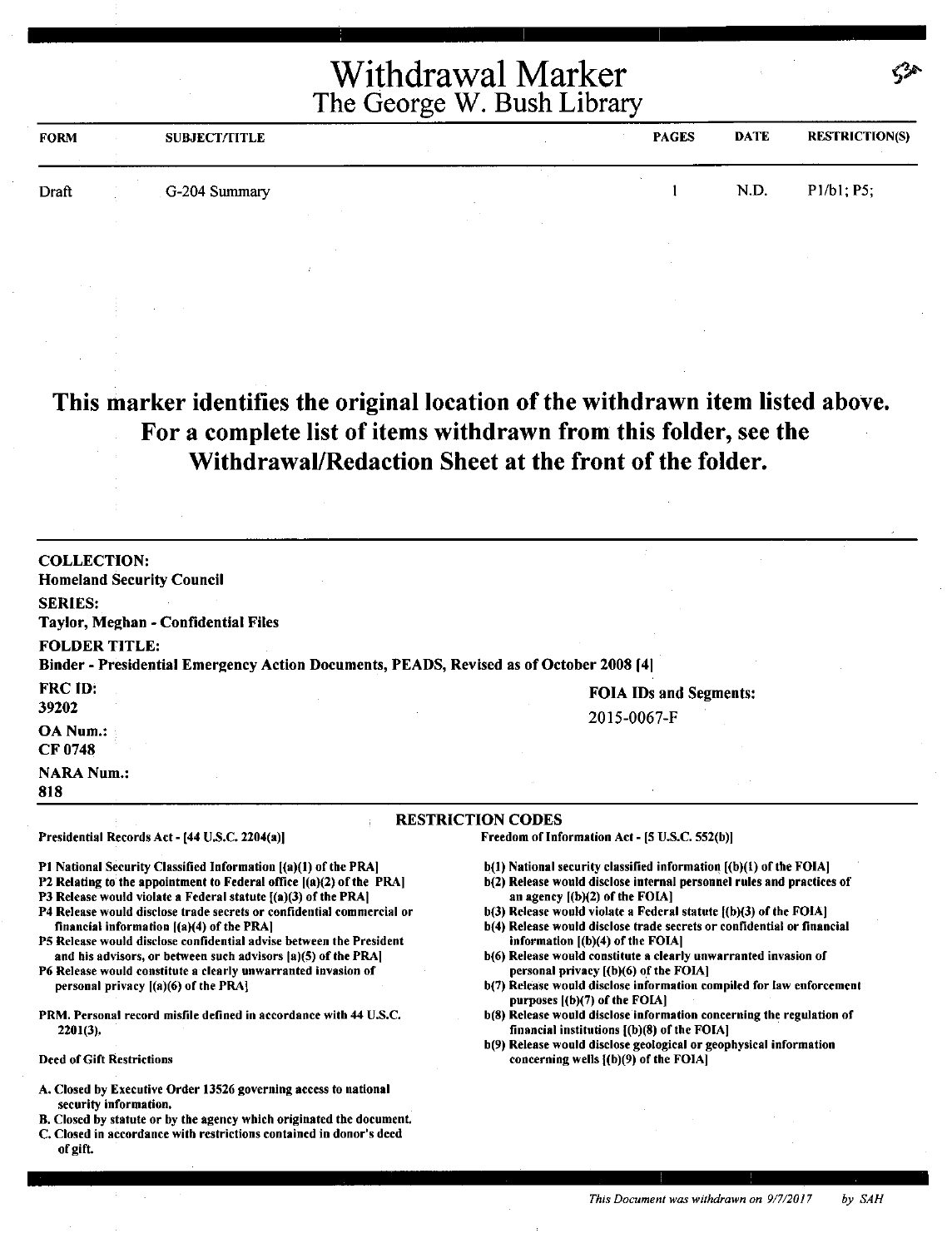# Withdrawal Marker
## The George W. Bush Library

53a

| FORM | SUBJECT/TITLE | PAGES | DATE | RESTRICTION(S) |
|---|---|---|---|---|
| Draft | G-204 Summary | 1 | N.D. | P1/b1; P5; |

**This marker identifies the original location of the withdrawn item listed above. For a complete list of items withdrawn from this folder, see the Withdrawal/Redaction Sheet at the front of the folder.**

**COLLECTION:**
Homeland Security Council

**SERIES:**
Taylor, Meghan - Confidential Files

**FOLDER TITLE:**
Binder - Presidential Emergency Action Documents, PEADS, Revised as of October 2008 [4]

**FRC ID:**
39202

**OA Num.:**
CF 0748

**NARA Num.:**
818

**FOIA IDs and Segments:**
2015-0067-F

### RESTRICTION CODES

Presidential Records Act - [44 U.S.C. 2204(a)]

P1 National Security Classified Information [(a)(1) of the PRA]
P2 Relating to the appointment to Federal office [(a)(2) of the PRA]
P3 Release would violate a Federal statute [(a)(3) of the PRA]
P4 Release would disclose trade secrets or confidential commercial or financial information [(a)(4) of the PRA]
P5 Release would disclose confidential advise between the President and his advisors, or between such advisors [a)(5) of the PRA]
P6 Release would constitute a clearly unwarranted invasion of personal privacy [(a)(6) of the PRA]

PRM. Personal record misfile defined in accordance with 44 U.S.C. 2201(3).

Deed of Gift Restrictions

A. Closed by Executive Order 13526 governing access to national security information.
B. Closed by statute or by the agency which originated the document.
C. Closed in accordance with restrictions contained in donor's deed of gift.

Freedom of Information Act - [5 U.S.C. 552(b)]

b(1) National security classified information [(b)(1) of the FOIA]
b(2) Release would disclose internal personnel rules and practices of an agency [(b)(2) of the FOIA]
b(3) Release would violate a Federal statute [(b)(3) of the FOIA]
b(4) Release would disclose trade secrets or confidential or financial information [(b)(4) of the FOIA]
b(6) Release would constitute a clearly unwarranted invasion of personal privacy [(b)(6) of the FOIA]
b(7) Release would disclose information compiled for law enforcement purposes [(b)(7) of the FOIA]
b(8) Release would disclose information concerning the regulation of financial institutions [(b)(8) of the FOIA]
b(9) Release would disclose geological or geophysical information concerning wells [(b)(9) of the FOIA]

*This Document was withdrawn on 9/7/2017 by SAH*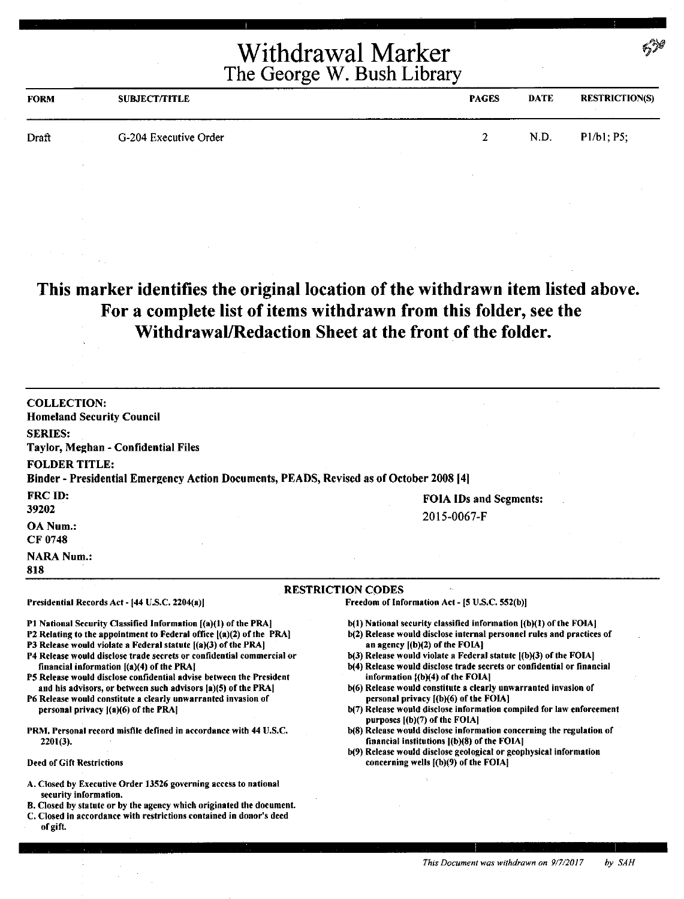# Withdrawal Marker
## The George W. Bush Library

| FORM | SUBJECT/TITLE | PAGES | DATE | RESTRICTION(S) |
| --- | --- | --- | --- | --- |
| Draft | G-204 Executive Order | 2 | N.D. | P1/b1; P5; |

**This marker identifies the original location of the withdrawn item listed above. For a complete list of items withdrawn from this folder, see the Withdrawal/Redaction Sheet at the front of the folder.**

**COLLECTION:**
**Homeland Security Council**

**SERIES:**
**Taylor, Meghan - Confidential Files**

**FOLDER TITLE:**
**Binder - Presidential Emergency Action Documents, PEADS, Revised as of October 2008 [4]**

**FRC ID:**
**39202**

**OA Num.:**
**CF 0748**

**NARA Num.:**
**818**

**FOIA IDs and Segments:**
2015-0067-F

### RESTRICTION CODES

**Presidential Records Act - [44 U.S.C. 2204(a)]**

P1 National Security Classified Information [(a)(1) of the PRA]
P2 Relating to the appointment to Federal office [(a)(2) of the PRA]
P3 Release would violate a Federal statute [(a)(3) of the PRA]
P4 Release would disclose trade secrets or confidential commercial or financial information [(a)(4) of the PRA]
P5 Release would disclose confidential advise between the President and his advisors, or between such advisors [a)(5) of the PRA]
P6 Release would constitute a clearly unwarranted invasion of personal privacy [(a)(6) of the PRA]

PRM. Personal record misfile defined in accordance with 44 U.S.C. 2201(3).

Deed of Gift Restrictions

A. Closed by Executive Order 13526 governing access to national security information.
B. Closed by statute or by the agency which originated the document.
C. Closed in accordance with restrictions contained in donor's deed of gift.

**Freedom of Information Act - [5 U.S.C. 552(b)]**

b(1) National security classified information [(b)(1) of the FOIA]
b(2) Release would disclose internal personnel rules and practices of an agency [(b)(2) of the FOIA]
b(3) Release would violate a Federal statute [(b)(3) of the FOIA]
b(4) Release would disclose trade secrets or confidential or financial information [(b)(4) of the FOIA]
b(6) Release would constitute a clearly unwarranted invasion of personal privacy [(b)(6) of the FOIA]
b(7) Release would disclose information compiled for law enforcement purposes [(b)(7) of the FOIA]
b(8) Release would disclose information concerning the regulation of financial institutions [(b)(8) of the FOIA]
b(9) Release would disclose geological or geophysical information concerning wells [(b)(9) of the FOIA]

*This Document was withdrawn on 9/7/2017 by SAH*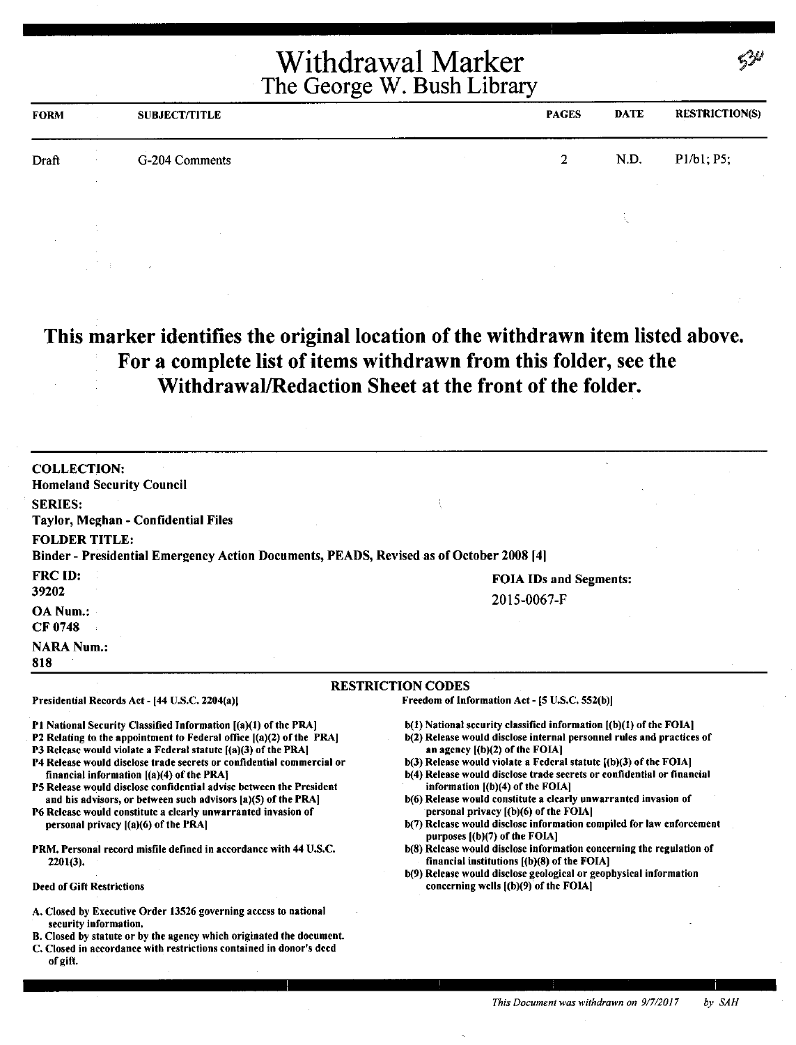# Withdrawal Marker
## The George W. Bush Library

536

| FORM | SUBJECT/TITLE | PAGES | DATE | RESTRICTION(S) |
|---|---|---|---|---|
| Draft | G-204 Comments | 2 | N.D. | P1/b1; P5; |

**This marker identifies the original location of the withdrawn item listed above. For a complete list of items withdrawn from this folder, see the Withdrawal/Redaction Sheet at the front of the folder.**

**COLLECTION:**
**Homeland Security Council**

**SERIES:**
**Taylor, Meghan - Confidential Files**

**FOLDER TITLE:**
**Binder - Presidential Emergency Action Documents, PEADS, Revised as of October 2008 [4]**

**FRC ID:**
**39202**

**OA Num.:**
**CF 0748**

**NARA Num.:**
**818**

**FOIA IDs and Segments:**
2015-0067-F

### RESTRICTION CODES

**Presidential Records Act - [44 U.S.C. 2204(a)]**

- P1 National Security Classified Information [(a)(1) of the PRA]
- P2 Relating to the appointment to Federal office [(a)(2) of the PRA]
- P3 Release would violate a Federal statute [(a)(3) of the PRA]
- P4 Release would disclose trade secrets or confidential commercial or financial information [(a)(4) of the PRA]
- P5 Release would disclose confidential advise between the President and his advisors, or between such advisors [a)(5) of the PRA]
- P6 Release would constitute a clearly unwarranted invasion of personal privacy [(a)(6) of the PRA]

PRM. Personal record misfile defined in accordance with 44 U.S.C. 2201(3).

Deed of Gift Restrictions

- A. Closed by Executive Order 13526 governing access to national security information.
- B. Closed by statute or by the agency which originated the document.
- C. Closed in accordance with restrictions contained in donor's deed of gift.

**Freedom of Information Act - [5 U.S.C. 552(b)]**

- b(1) National security classified information [(b)(1) of the FOIA]
- b(2) Release would disclose internal personnel rules and practices of an agency [(b)(2) of the FOIA]
- b(3) Release would violate a Federal statute [(b)(3) of the FOIA]
- b(4) Release would disclose trade secrets or confidential or financial information [(b)(4) of the FOIA]
- b(6) Release would constitute a clearly unwarranted invasion of personal privacy [(b)(6) of the FOIA]
- b(7) Release would disclose information compiled for law enforcement purposes [(b)(7) of the FOIA]
- b(8) Release would disclose information concerning the regulation of financial institutions [(b)(8) of the FOIA]
- b(9) Release would disclose geological or geophysical information concerning wells [(b)(9) of the FOIA]

*This Document was withdrawn on 9/7/2017 by SAH*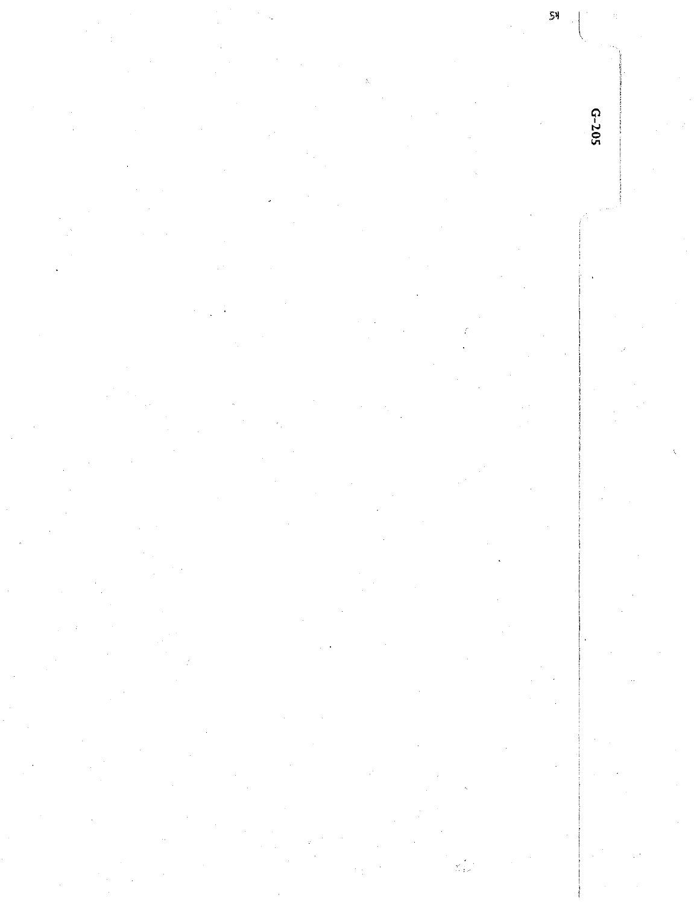G-205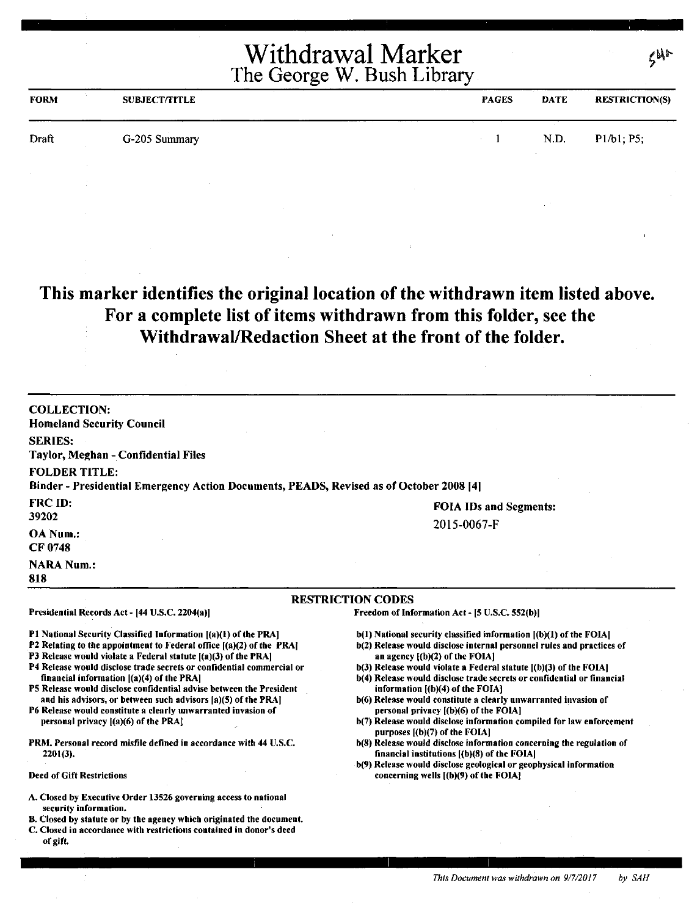# Withdrawal Marker
## The George W. Bush Library

| FORM | SUBJECT/TITLE | PAGES | DATE | RESTRICTION(S) |
|---|---|---|---|---|
| Draft | G-205 Summary | 1 | N.D. | P1/b1; P5; |

**This marker identifies the original location of the withdrawn item listed above. For a complete list of items withdrawn from this folder, see the Withdrawal/Redaction Sheet at the front of the folder.**

**COLLECTION:**
**Homeland Security Council**

**SERIES:**
**Taylor, Meghan - Confidential Files**

**FOLDER TITLE:**
**Binder - Presidential Emergency Action Documents, PEADS, Revised as of October 2008 [4]**

**FRC ID:**
**39202**

**OA Num.:**
**CF 0748**

**NARA Num.:**
**818**

**FOIA IDs and Segments:**
2015-0067-F

**RESTRICTION CODES**

Presidential Records Act - [44 U.S.C. 2204(a)]

P1 National Security Classified Information [(a)(1) of the PRA]
P2 Relating to the appointment to Federal office [(a)(2) of the PRA]
P3 Release would violate a Federal statute [(a)(3) of the PRA]
P4 Release would disclose trade secrets or confidential commercial or financial information [(a)(4) of the PRA]
P5 Release would disclose confidential advise between the President and his advisors, or between such advisors [a)(5) of the PRA]
P6 Release would constitute a clearly unwarranted invasion of personal privacy [(a)(6) of the PRA]

PRM. Personal record misfile defined in accordance with 44 U.S.C. 2201(3).

Deed of Gift Restrictions

A. Closed by Executive Order 13526 governing access to national security information.
B. Closed by statute or by the agency which originated the document.
C. Closed in accordance with restrictions contained in donor's deed of gift.

Freedom of Information Act - [5 U.S.C. 552(b)]

b(1) National security classified information [(b)(1) of the FOIA]
b(2) Release would disclose internal personnel rules and practices of an agency [(b)(2) of the FOIA]
b(3) Release would violate a Federal statute [(b)(3) of the FOIA]
b(4) Release would disclose trade secrets or confidential or financial information [(b)(4) of the FOIA]
b(6) Release would constitute a clearly unwarranted invasion of personal privacy [(b)(6) of the FOIA]
b(7) Release would disclose information compiled for law enforcement purposes [(b)(7) of the FOIA]
b(8) Release would disclose information concerning the regulation of financial institutions [(b)(8) of the FOIA]
b(9) Release would disclose geological or geophysical information concerning wells [(b)(9) of the FOIA]

*This Document was withdrawn on 9/7/2017 by SAH*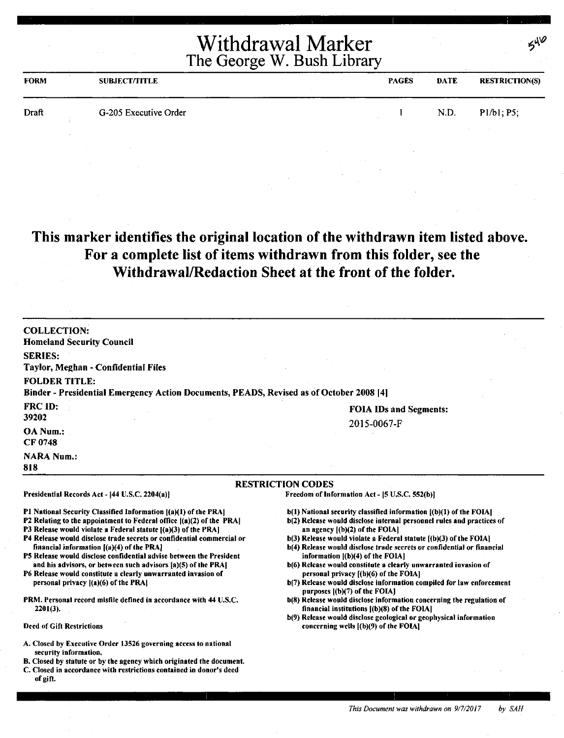# Withdrawal Marker
## The George W. Bush Library

546

| FORM | SUBJECT/TITLE | PAGES | DATE | RESTRICTION(S) |
|---|---|---|---|---|
| Draft | G-205 Executive Order | 1 | N.D. | P1/b1; P5; |

**This marker identifies the original location of the withdrawn item listed above. For a complete list of items withdrawn from this folder, see the Withdrawal/Redaction Sheet at the front of the folder.**

**COLLECTION:**
Homeland Security Council

**SERIES:**
Taylor, Meghan - Confidential Files

**FOLDER TITLE:**
Binder - Presidential Emergency Action Documents, PEADS, Revised as of October 2008 [4]

**FRC ID:**
39202

**OA Num.:**
CF 0748

**NARA Num.:**
818

**FOIA IDs and Segments:**
2015-0067-F

### RESTRICTION CODES

Presidential Records Act - [44 U.S.C. 2204(a)]

- P1 National Security Classified Information [(a)(1) of the PRA]
- P2 Relating to the appointment to Federal office [(a)(2) of the PRA]
- P3 Release would violate a Federal statute [(a)(3) of the PRA]
- P4 Release would disclose trade secrets or confidential commercial or financial information [(a)(4) of the PRA]
- P5 Release would disclose confidential advise between the President and his advisors, or between such advisors [a)(5) of the PRA]
- P6 Release would constitute a clearly unwarranted invasion of personal privacy [(a)(6) of the PRA]

PRM. Personal record misfile defined in accordance with 44 U.S.C. 2201(3).

Deed of Gift Restrictions

- A. Closed by Executive Order 13526 governing access to national security information.
- B. Closed by statute or by the agency which originated the document.
- C. Closed in accordance with restrictions contained in donor's deed of gift.

Freedom of Information Act - [5 U.S.C. 552(b)]

- b(1) National security classified information [(b)(1) of the FOIA]
- b(2) Release would disclose internal personnel rules and practices of an agency [(b)(2) of the FOIA]
- b(3) Release would violate a Federal statute [(b)(3) of the FOIA]
- b(4) Release would disclose trade secrets or confidential or financial information [(b)(4) of the FOIA]
- b(6) Release would constitute a clearly unwarranted invasion of personal privacy [(b)(6) of the FOIA]
- b(7) Release would disclose information compiled for law enforcement purposes [(b)(7) of the FOIA]
- b(8) Release would disclose information concerning the regulation of financial institutions [(b)(8) of the FOIA]
- b(9) Release would disclose geological or geophysical information concerning wells [(b)(9) of the FOIA]

*This Document was withdrawn on 9/7/2017 by SAH*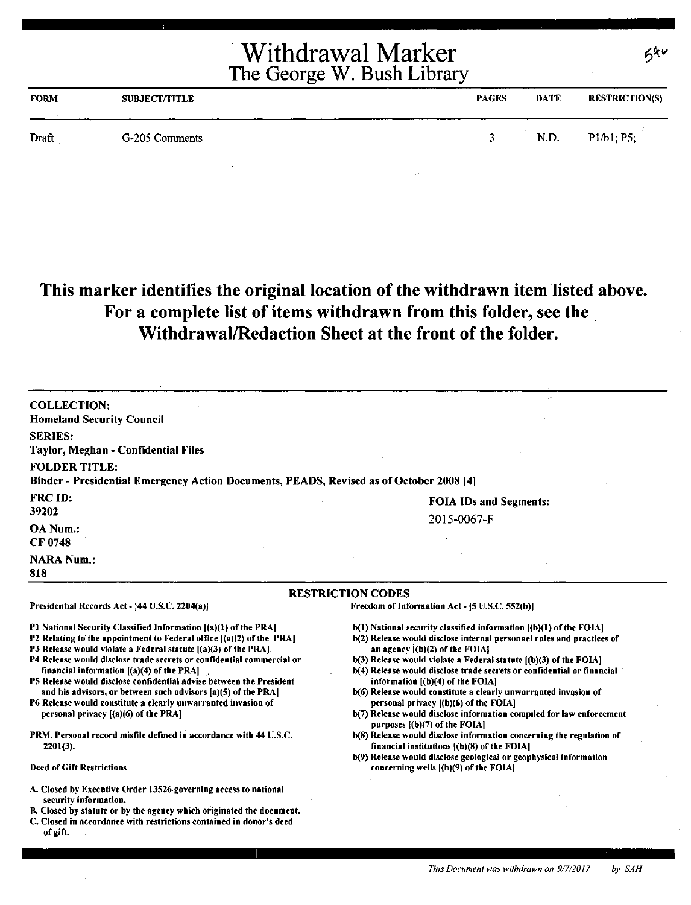# Withdrawal Marker
## The George W. Bush Library

54v

| FORM | SUBJECT/TITLE | PAGES | DATE | RESTRICTION(S) |
|---|---|---|---|---|
| Draft | G-205 Comments | 3 | N.D. | P1/b1; P5; |

**This marker identifies the original location of the withdrawn item listed above. For a complete list of items withdrawn from this folder, see the Withdrawal/Redaction Sheet at the front of the folder.**

**COLLECTION:**
Homeland Security Council

**SERIES:**
Taylor, Meghan - Confidential Files

**FOLDER TITLE:**
Binder - Presidential Emergency Action Documents, PEADS, Revised as of October 2008 [4]

**FRC ID:**
39202

**OA Num.:**
CF 0748

**NARA Num.:**
818

**FOIA IDs and Segments:**
2015-0067-F

**RESTRICTION CODES**

Presidential Records Act - [44 U.S.C. 2204(a)]

- P1 National Security Classified Information [(a)(1) of the PRA]
- P2 Relating to the appointment to Federal office [(a)(2) of the PRA]
- P3 Release would violate a Federal statute [(a)(3) of the PRA]
- P4 Release would disclose trade secrets or confidential commercial or financial information [(a)(4) of the PRA]
- P5 Release would disclose confidential advise between the President and his advisors, or between such advisors [a)(5) of the PRA]
- P6 Release would constitute a clearly unwarranted invasion of personal privacy [(a)(6) of the PRA]

PRM. Personal record misfile defined in accordance with 44 U.S.C. 2201(3).

Deed of Gift Restrictions

- A. Closed by Executive Order 13526 governing access to national security information.
- B. Closed by statute or by the agency which originated the document.
- C. Closed in accordance with restrictions contained in donor's deed of gift.

Freedom of Information Act - [5 U.S.C. 552(b)]

- b(1) National security classified information [(b)(1) of the FOIA]
- b(2) Release would disclose internal personnel rules and practices of an agency [(b)(2) of the FOIA]
- b(3) Release would violate a Federal statute [(b)(3) of the FOIA]
- b(4) Release would disclose trade secrets or confidential or financial information [(b)(4) of the FOIA]
- b(6) Release would constitute a clearly unwarranted invasion of personal privacy [(b)(6) of the FOIA]
- b(7) Release would disclose information compiled for law enforcement purposes [(b)(7) of the FOIA]
- b(8) Release would disclose information concerning the regulation of financial institutions [(b)(8) of the FOIA]
- b(9) Release would disclose geological or geophysical information concerning wells [(b)(9) of the FOIA]

*This Document was withdrawn on 9/7/2017 by SAH*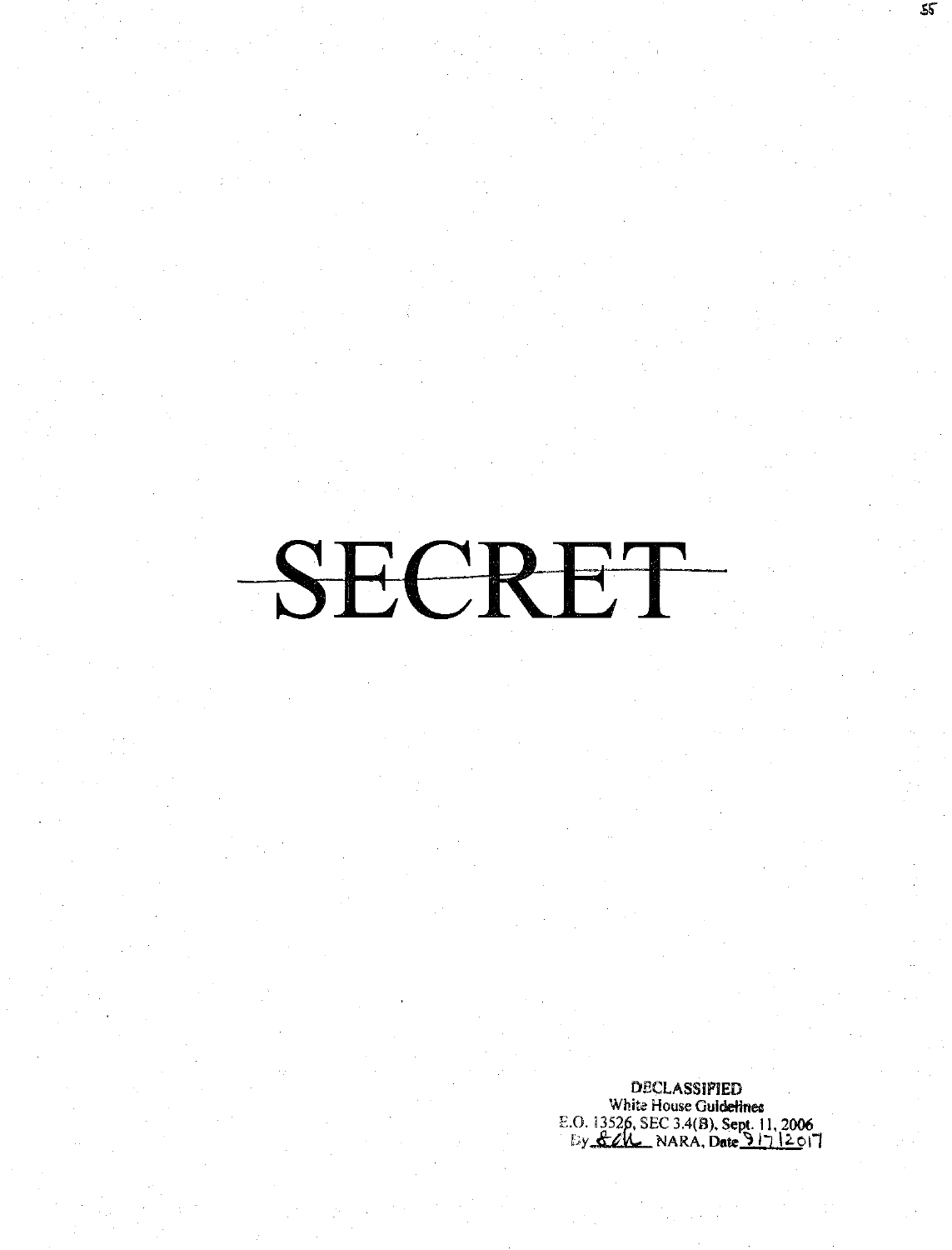# ~~SECRET~~

DECLASSIFIED
White House Guidelines
E.O. 13526, SEC 3.4(B), Sept. 11, 2006
By ECL NARA, Date 9/7/2017